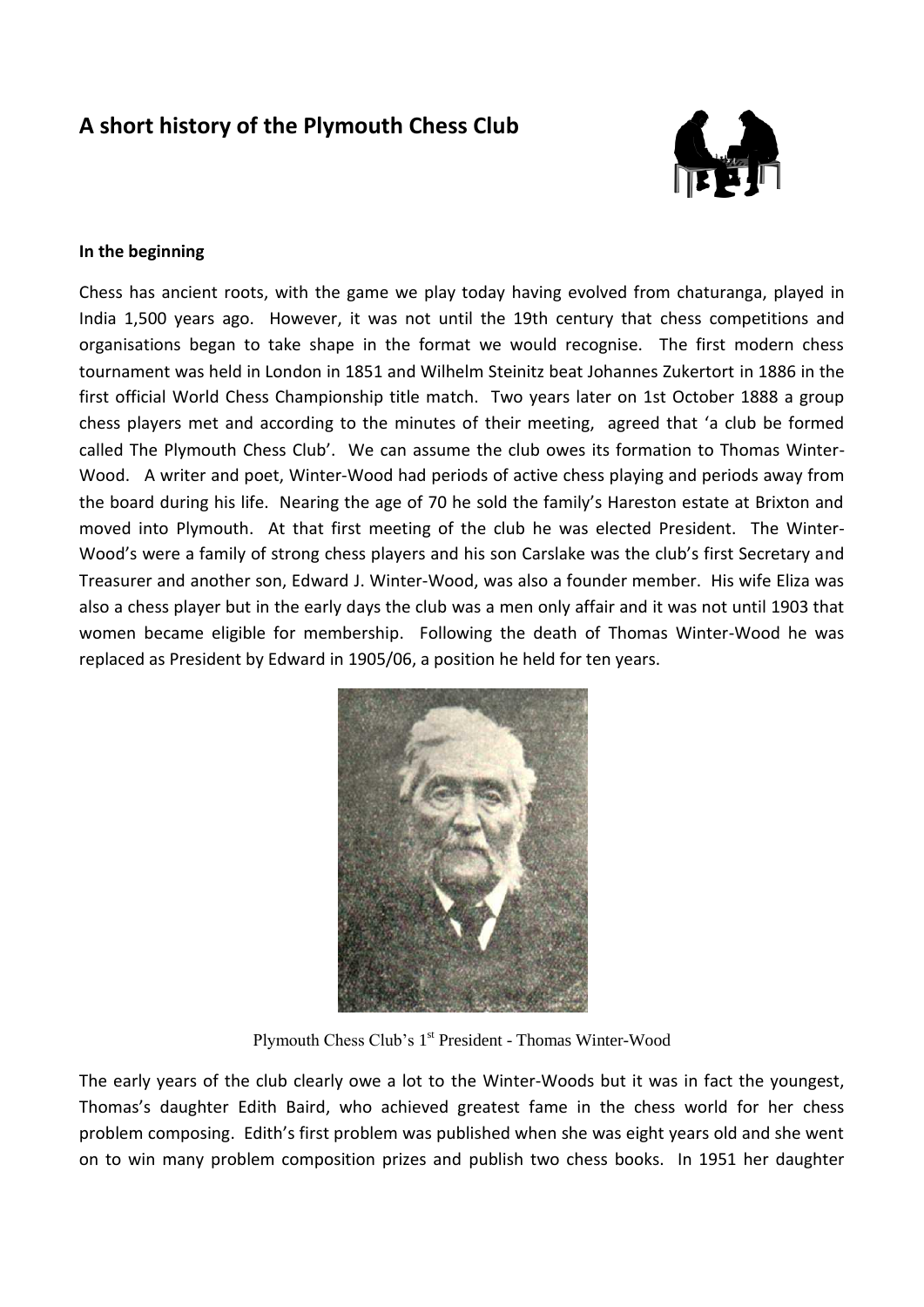# A short history of the Plymouth Chess Club

**In the beginning**

Chess has ancient roots, with the game we play today having evolved from chaturanga, played in India 1,500 years ago. However, it was not until the 19th century that chess competitions and organisations began to take shape in the format we would recognise. The first modern chess tournament was held in London in 1851 and Wilhelm Steinitz beat Johannes Zukertort in 1886 in the first official World Chess Championship title match. Two years later on 1st October 1888 a group chess players met and according to the minutes of their meeting, agreed that 'a club be formed called The Plymouth Chess Club'. We can assume the club owes its formation to Thomas Winter-Wood. A writer and poet, Winter-Wood had periods of active chess playing and periods away from the board during his life. Nearing the age of 70 he sold the family's Hareston estate at Brixton and moved into Plymouth. At that first meeting of the club he was elected President. The Winter-Wood's were a family of strong chess players and his son Carslake was the club's first Secretary and Treasurer and another son, Edward J. Winter-Wood, was also a founder member. His wife Eliza was also a chess player but in the early days the club was a men only affair and it was not until 1903 that women became eligible for membership. Following the death of Thomas Winter-Wood he was replaced as President by Edward in 1905/06, a position he held for ten years.

Plymouth Chess Club's 1st President - Thomas Winter-Wood

The early years of the club clearly owe a lot to the Winter-Woods but it was in fact the youngest, Thomas's daughter Edith Baird, who achieved greatest fame in the chess world for her chess problem composing. Edith's first problem was published when she was eight years old and she went on to win many problem composition prizes and publish two chess books. In 1951 her daughter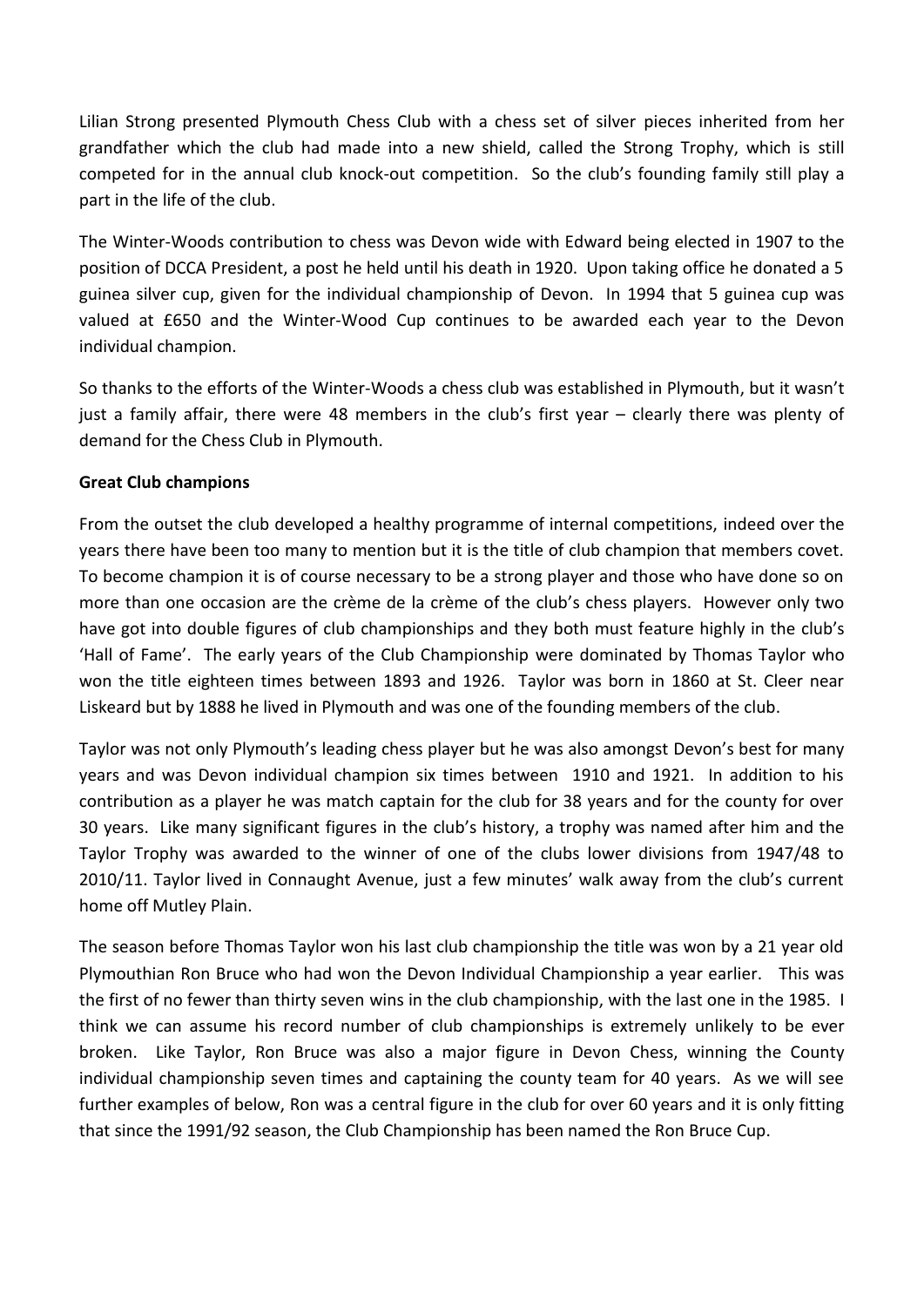Lilian Strong presented Plymouth Chess Club with a chess set of silver pieces inherited from her grandfather which the club had made into a new shield, called the Strong Trophy, which is still competed for in the annual club knock-out competition. So the club's founding family still play a part in the life of the club.

The Winter-Woods contribution to chess was Devon wide with Edward being elected in 1907 to the position of DCCA President, a post he held until his death in 1920. Upon taking office he donated a 5 guinea silver cup, given for the individual championship of Devon. In 1994 that 5 guinea cup was valued at £650 and the Winter-Wood Cup continues to be awarded each year to the Devon individual champion.

So thanks to the efforts of the Winter-Woods a chess club was established in Plymouth, but it wasn't just a family affair, there were 48 members in the club's first year – clearly there was plenty of demand for the Chess Club in Plymouth.

**Great Club champions**

From the outset the club developed a healthy programme of internal competitions, indeed over the years there have been too many to mention but it is the title of club champion that members covet. To become champion it is of course necessary to be a strong player and those who have done so on more than one occasion are the crème de la crème of the club's chess players. However only two have got into double figures of club championships and they both must feature highly in the club's 'Hall of Fame'. The early years of the Club Championship were dominated by Thomas Taylor who won the title eighteen times between 1893 and 1926. Taylor was born in 1860 at St. Cleer near Liskeard but by 1888 he lived in Plymouth and was one of the founding members of the club.

Taylor was not only Plymouth's leading chess player but he was also amongst Devon's best for many years and was Devon individual champion six times between 1910 and 1921. In addition to his contribution as a player he was match captain for the club for 38 years and for the county for over 30 years. Like many significant figures in the club's history, a trophy was named after him and the Taylor Trophy was awarded to the winner of one of the clubs lower divisions from 1947/48 to 2010/11. Taylor lived in Connaught Avenue, just a few minutes' walk away from the club's current home off Mutley Plain.

The season before Thomas Taylor won his last club championship the title was won by a 21 year old Plymouthian Ron Bruce who had won the Devon Individual Championship a year earlier. This was the first of no fewer than thirty seven wins in the club championship, with the last one in the 1985. I think we can assume his record number of club championships is extremely unlikely to be ever broken. Like Taylor, Ron Bruce was also a major figure in Devon Chess, winning the County individual championship seven times and captaining the county team for 40 years. As we will see further examples of below, Ron was a central figure in the club for over 60 years and it is only fitting that since the 1991/92 season, the Club Championship has been named the Ron Bruce Cup.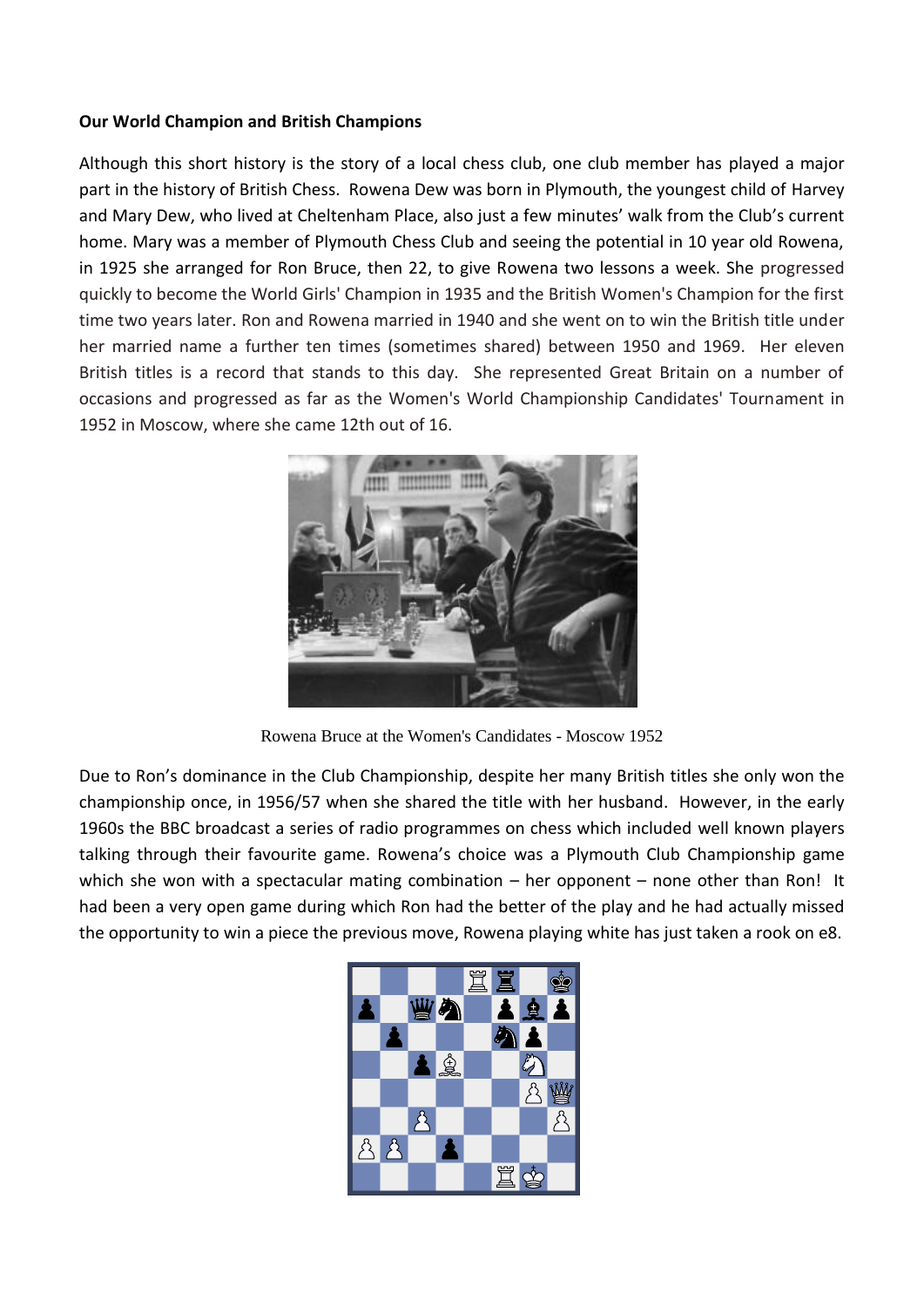**Our World Champion and British Champions**

Although this short history is the story of a local chess club, one club member has played a major part in the history of British Chess. Rowena Dew was born in Plymouth, the youngest child of Harvey and Mary Dew, who lived at Cheltenham Place, also just a few minutes' walk from the Club's current home. Mary was a member of Plymouth Chess Club and seeing the potential in 10 year old Rowena, in 1925 she arranged for Ron Bruce, then 22, to give Rowena two lessons a week. She progressed quickly to become the World Girls' Champion in 1935 and the British Women's Champion for the first time two years later. Ron and Rowena married in 1940 and she went on to win the British title under her married name a further ten times (sometimes shared) between 1950 and 1969. Her eleven British titles is a record that stands to this day. She represented Great Britain on a number of occasions and progressed as far as the Women's World Championship Candidates' Tournament in 1952 in Moscow, where she came 12th out of 16.

Rowena Bruce at the Women's Candidates - Moscow 1952

Due to Ron's dominance in the Club Championship, despite her many British titles she only won the championship once, in 1956/57 when she shared the title with her husband. However, in the early 1960s the BBC broadcast a series of radio programmes on chess which included well known players talking through their favourite game. Rowena's choice was a Plymouth Club Championship game which she won with a spectacular mating combination – her opponent – none other than Ron! It had been a very open game during which Ron had the better of the play and he had actually missed the opportunity to win a piece the previous move, Rowena playing white has just taken a rook on e8.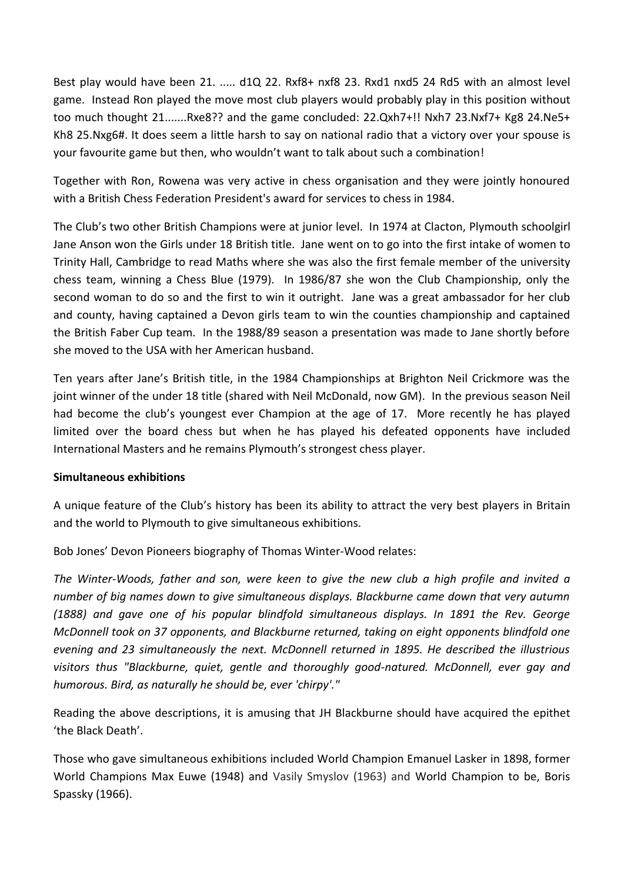Best play would have been 21. ..... d1Q 22. Rxf8+ nxf8 23. Rxd1 nxd5 24 Rd5 with an almost level game. Instead Ron played the move most club players would probably play in this position without too much thought 21.......Rxe8?? and the game concluded: 22.Qxh7+!! Nxh7 23.Nxf7+ Kg8 24.Ne5+ Kh8 25.Nxg6#. It does seem a little harsh to say on national radio that a victory over your spouse is your favourite game but then, who wouldn't want to talk about such a combination!

Together with Ron, Rowena was very active in chess organisation and they were jointly honoured with a British Chess Federation President's award for services to chess in 1984.

The Club's two other British Champions were at junior level. In 1974 at Clacton, Plymouth schoolgirl Jane Anson won the Girls under 18 British title. Jane went on to go into the first intake of women to Trinity Hall, Cambridge to read Maths where she was also the first female member of the university chess team, winning a Chess Blue (1979). In 1986/87 she won the Club Championship, only the second woman to do so and the first to win it outright. Jane was a great ambassador for her club and county, having captained a Devon girls team to win the counties championship and captained the British Faber Cup team. In the 1988/89 season a presentation was made to Jane shortly before she moved to the USA with her American husband.

Ten years after Jane's British title, in the 1984 Championships at Brighton Neil Crickmore was the joint winner of the under 18 title (shared with Neil McDonald, now GM). In the previous season Neil had become the club's youngest ever Champion at the age of 17. More recently he has played limited over the board chess but when he has played his defeated opponents have included International Masters and he remains Plymouth's strongest chess player.

**Simultaneous exhibitions**

A unique feature of the Club's history has been its ability to attract the very best players in Britain and the world to Plymouth to give simultaneous exhibitions.

Bob Jones' Devon Pioneers biography of Thomas Winter-Wood relates:

*The Winter-Woods, father and son, were keen to give the new club a high profile and invited a number of big names down to give simultaneous displays. Blackburne came down that very autumn (1888) and gave one of his popular blindfold simultaneous displays. In 1891 the Rev. George McDonnell took on 37 opponents, and Blackburne returned, taking on eight opponents blindfold one evening and 23 simultaneously the next. McDonnell returned in 1895. He described the illustrious visitors thus "Blackburne, quiet, gentle and thoroughly good-natured. McDonnell, ever gay and humorous. Bird, as naturally he should be, ever 'chirpy'."*

Reading the above descriptions, it is amusing that JH Blackburne should have acquired the epithet 'the Black Death'.

Those who gave simultaneous exhibitions included World Champion Emanuel Lasker in 1898, former World Champions Max Euwe (1948) and Vasily Smyslov (1963) and World Champion to be, Boris Spassky (1966).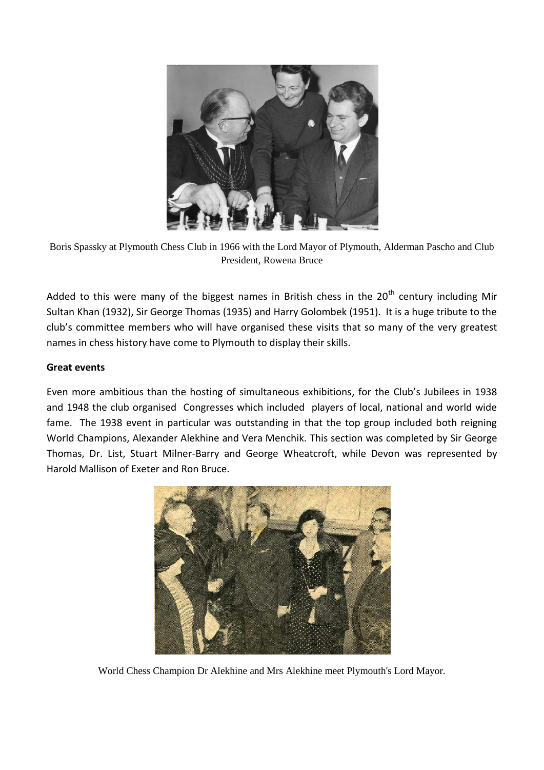Boris Spassky at Plymouth Chess Club in 1966 with the Lord Mayor of Plymouth, Alderman Pascho and Club President, Rowena Bruce

Added to this were many of the biggest names in British chess in the 20th century including Mir Sultan Khan (1932), Sir George Thomas (1935) and Harry Golombek (1951). It is a huge tribute to the club's committee members who will have organised these visits that so many of the very greatest names in chess history have come to Plymouth to display their skills.

**Great events**

Even more ambitious than the hosting of simultaneous exhibitions, for the Club's Jubilees in 1938 and 1948 the club organised Congresses which included players of local, national and world wide fame. The 1938 event in particular was outstanding in that the top group included both reigning World Champions, Alexander Alekhine and Vera Menchik. This section was completed by Sir George Thomas, Dr. List, Stuart Milner-Barry and George Wheatcroft, while Devon was represented by Harold Mallison of Exeter and Ron Bruce.

World Chess Champion Dr Alekhine and Mrs Alekhine meet Plymouth's Lord Mayor.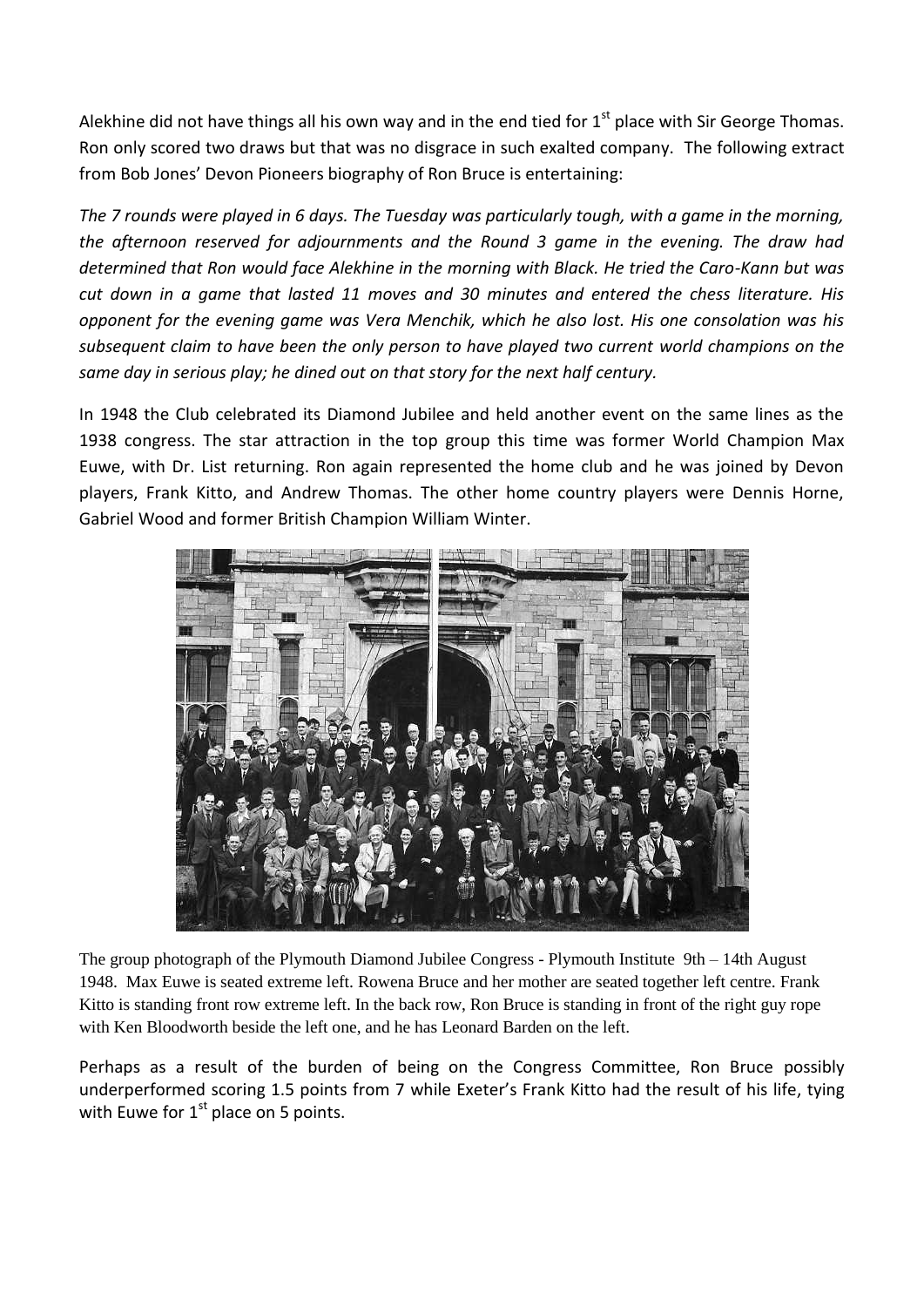Alekhine did not have things all his own way and in the end tied for 1st place with Sir George Thomas. Ron only scored two draws but that was no disgrace in such exalted company. The following extract from Bob Jones' Devon Pioneers biography of Ron Bruce is entertaining:

*The 7 rounds were played in 6 days. The Tuesday was particularly tough, with a game in the morning, the afternoon reserved for adjournments and the Round 3 game in the evening. The draw had determined that Ron would face Alekhine in the morning with Black. He tried the Caro-Kann but was cut down in a game that lasted 11 moves and 30 minutes and entered the chess literature. His opponent for the evening game was Vera Menchik, which he also lost. His one consolation was his subsequent claim to have been the only person to have played two current world champions on the same day in serious play; he dined out on that story for the next half century.*

In 1948 the Club celebrated its Diamond Jubilee and held another event on the same lines as the 1938 congress. The star attraction in the top group this time was former World Champion Max Euwe, with Dr. List returning. Ron again represented the home club and he was joined by Devon players, Frank Kitto, and Andrew Thomas. The other home country players were Dennis Horne, Gabriel Wood and former British Champion William Winter.

The group photograph of the Plymouth Diamond Jubilee Congress - Plymouth Institute 9th – 14th August 1948. Max Euwe is seated extreme left. Rowena Bruce and her mother are seated together left centre. Frank Kitto is standing front row extreme left. In the back row, Ron Bruce is standing in front of the right guy rope with Ken Bloodworth beside the left one, and he has Leonard Barden on the left.

Perhaps as a result of the burden of being on the Congress Committee, Ron Bruce possibly underperformed scoring 1.5 points from 7 while Exeter's Frank Kitto had the result of his life, tying with Euwe for 1st place on 5 points.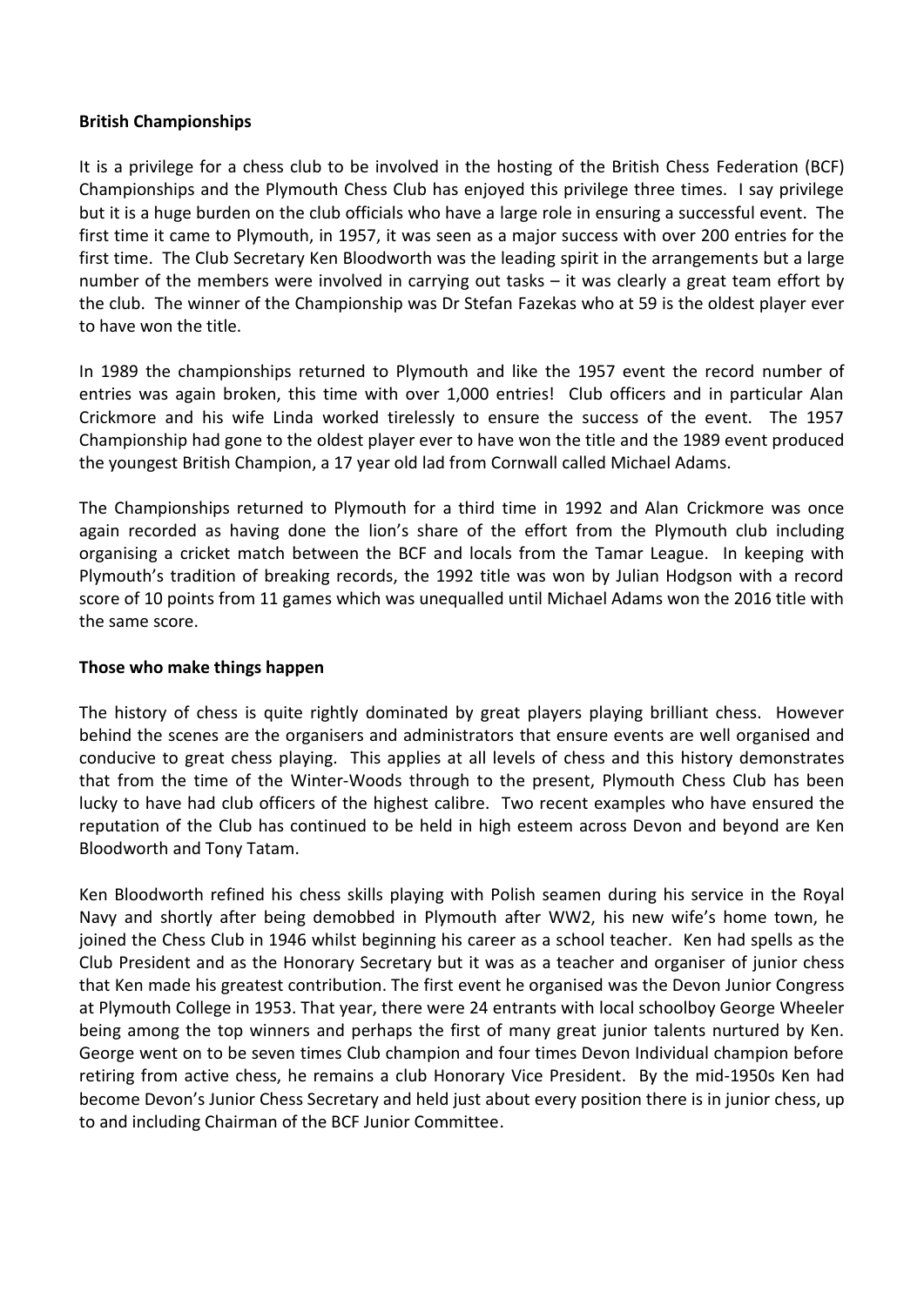**British Championships**

It is a privilege for a chess club to be involved in the hosting of the British Chess Federation (BCF) Championships and the Plymouth Chess Club has enjoyed this privilege three times. I say privilege but it is a huge burden on the club officials who have a large role in ensuring a successful event. The first time it came to Plymouth, in 1957, it was seen as a major success with over 200 entries for the first time. The Club Secretary Ken Bloodworth was the leading spirit in the arrangements but a large number of the members were involved in carrying out tasks – it was clearly a great team effort by the club. The winner of the Championship was Dr Stefan Fazekas who at 59 is the oldest player ever to have won the title.

In 1989 the championships returned to Plymouth and like the 1957 event the record number of entries was again broken, this time with over 1,000 entries! Club officers and in particular Alan Crickmore and his wife Linda worked tirelessly to ensure the success of the event. The 1957 Championship had gone to the oldest player ever to have won the title and the 1989 event produced the youngest British Champion, a 17 year old lad from Cornwall called Michael Adams.

The Championships returned to Plymouth for a third time in 1992 and Alan Crickmore was once again recorded as having done the lion's share of the effort from the Plymouth club including organising a cricket match between the BCF and locals from the Tamar League. In keeping with Plymouth's tradition of breaking records, the 1992 title was won by Julian Hodgson with a record score of 10 points from 11 games which was unequalled until Michael Adams won the 2016 title with the same score.

**Those who make things happen**

The history of chess is quite rightly dominated by great players playing brilliant chess. However behind the scenes are the organisers and administrators that ensure events are well organised and conducive to great chess playing. This applies at all levels of chess and this history demonstrates that from the time of the Winter-Woods through to the present, Plymouth Chess Club has been lucky to have had club officers of the highest calibre. Two recent examples who have ensured the reputation of the Club has continued to be held in high esteem across Devon and beyond are Ken Bloodworth and Tony Tatam.

Ken Bloodworth refined his chess skills playing with Polish seamen during his service in the Royal Navy and shortly after being demobbed in Plymouth after WW2, his new wife's home town, he joined the Chess Club in 1946 whilst beginning his career as a school teacher. Ken had spells as the Club President and as the Honorary Secretary but it was as a teacher and organiser of junior chess that Ken made his greatest contribution. The first event he organised was the Devon Junior Congress at Plymouth College in 1953. That year, there were 24 entrants with local schoolboy George Wheeler being among the top winners and perhaps the first of many great junior talents nurtured by Ken. George went on to be seven times Club champion and four times Devon Individual champion before retiring from active chess, he remains a club Honorary Vice President. By the mid-1950s Ken had become Devon's Junior Chess Secretary and held just about every position there is in junior chess, up to and including Chairman of the BCF Junior Committee.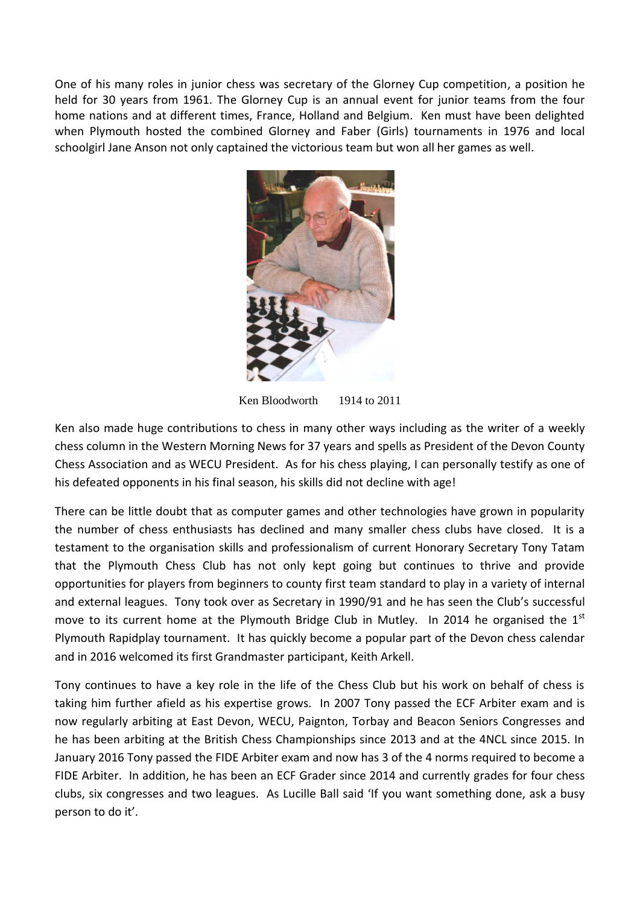One of his many roles in junior chess was secretary of the Glorney Cup competition, a position he held for 30 years from 1961. The Glorney Cup is an annual event for junior teams from the four home nations and at different times, France, Holland and Belgium. Ken must have been delighted when Plymouth hosted the combined Glorney and Faber (Girls) tournaments in 1976 and local schoolgirl Jane Anson not only captained the victorious team but won all her games as well.

Ken Bloodworth 1914 to 2011

Ken also made huge contributions to chess in many other ways including as the writer of a weekly chess column in the Western Morning News for 37 years and spells as President of the Devon County Chess Association and as WECU President. As for his chess playing, I can personally testify as one of his defeated opponents in his final season, his skills did not decline with age!

There can be little doubt that as computer games and other technologies have grown in popularity the number of chess enthusiasts has declined and many smaller chess clubs have closed. It is a testament to the organisation skills and professionalism of current Honorary Secretary Tony Tatam that the Plymouth Chess Club has not only kept going but continues to thrive and provide opportunities for players from beginners to county first team standard to play in a variety of internal and external leagues. Tony took over as Secretary in 1990/91 and he has seen the Club's successful move to its current home at the Plymouth Bridge Club in Mutley. In 2014 he organised the 1st Plymouth Rapidplay tournament. It has quickly become a popular part of the Devon chess calendar and in 2016 welcomed its first Grandmaster participant, Keith Arkell.

Tony continues to have a key role in the life of the Chess Club but his work on behalf of chess is taking him further afield as his expertise grows. In 2007 Tony passed the ECF Arbiter exam and is now regularly arbiting at East Devon, WECU, Paignton, Torbay and Beacon Seniors Congresses and he has been arbiting at the British Chess Championships since 2013 and at the 4NCL since 2015. In January 2016 Tony passed the FIDE Arbiter exam and now has 3 of the 4 norms required to become a FIDE Arbiter. In addition, he has been an ECF Grader since 2014 and currently grades for four chess clubs, six congresses and two leagues. As Lucille Ball said 'If you want something done, ask a busy person to do it'.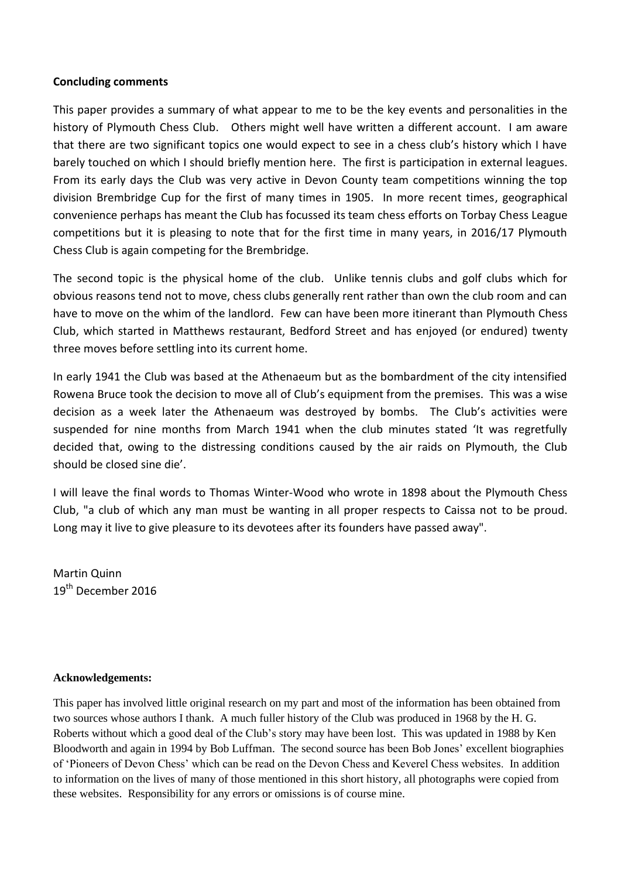**Concluding comments**

This paper provides a summary of what appear to me to be the key events and personalities in the history of Plymouth Chess Club. Others might well have written a different account. I am aware that there are two significant topics one would expect to see in a chess club's history which I have barely touched on which I should briefly mention here. The first is participation in external leagues. From its early days the Club was very active in Devon County team competitions winning the top division Brembridge Cup for the first of many times in 1905. In more recent times, geographical convenience perhaps has meant the Club has focussed its team chess efforts on Torbay Chess League competitions but it is pleasing to note that for the first time in many years, in 2016/17 Plymouth Chess Club is again competing for the Brembridge.

The second topic is the physical home of the club. Unlike tennis clubs and golf clubs which for obvious reasons tend not to move, chess clubs generally rent rather than own the club room and can have to move on the whim of the landlord. Few can have been more itinerant than Plymouth Chess Club, which started in Matthews restaurant, Bedford Street and has enjoyed (or endured) twenty three moves before settling into its current home.

In early 1941 the Club was based at the Athenaeum but as the bombardment of the city intensified Rowena Bruce took the decision to move all of Club's equipment from the premises. This was a wise decision as a week later the Athenaeum was destroyed by bombs. The Club's activities were suspended for nine months from March 1941 when the club minutes stated 'It was regretfully decided that, owing to the distressing conditions caused by the air raids on Plymouth, the Club should be closed sine die'.

I will leave the final words to Thomas Winter-Wood who wrote in 1898 about the Plymouth Chess Club, "a club of which any man must be wanting in all proper respects to Caissa not to be proud. Long may it live to give pleasure to its devotees after its founders have passed away".

Martin Quinn
19th December 2016

**Acknowledgements:**

This paper has involved little original research on my part and most of the information has been obtained from two sources whose authors I thank. A much fuller history of the Club was produced in 1968 by the H. G. Roberts without which a good deal of the Club's story may have been lost. This was updated in 1988 by Ken Bloodworth and again in 1994 by Bob Luffman. The second source has been Bob Jones' excellent biographies of 'Pioneers of Devon Chess' which can be read on the Devon Chess and Keverel Chess websites. In addition to information on the lives of many of those mentioned in this short history, all photographs were copied from these websites. Responsibility for any errors or omissions is of course mine.